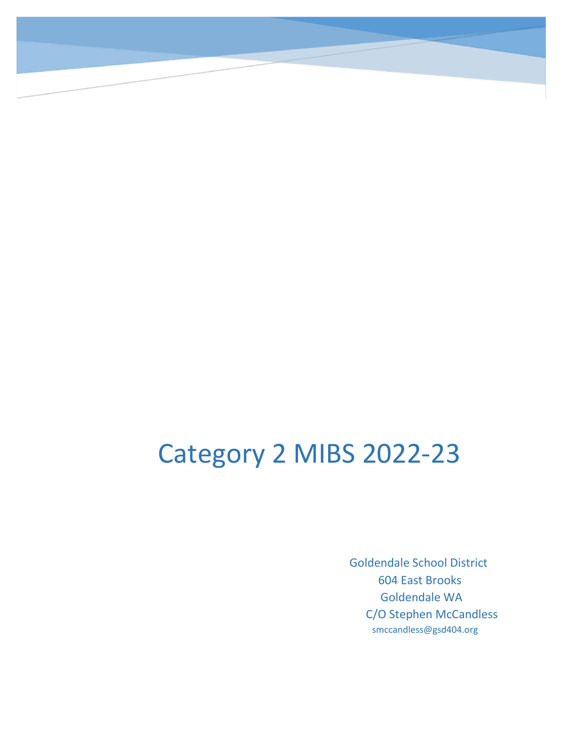# Category 2 MIBS 2022-23

Goldendale School District
604 East Brooks
Goldendale WA
C/O Stephen McCandless
smccandless@gsd404.org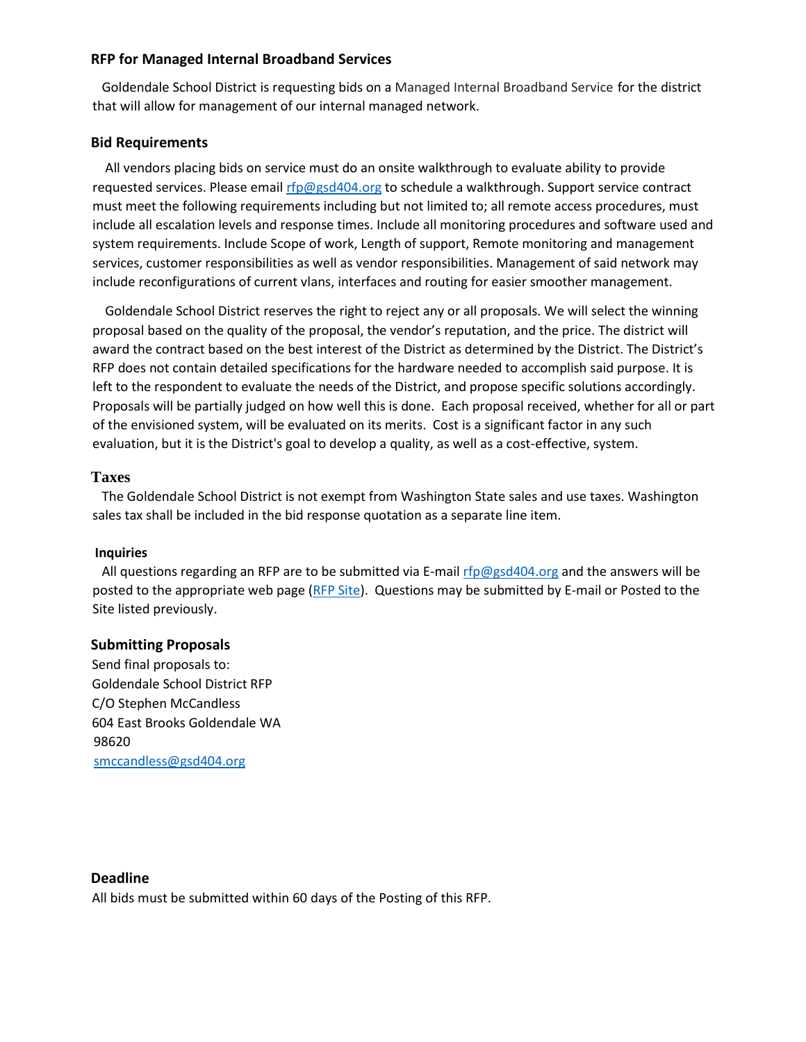## RFP for Managed Internal Broadband Services

Goldendale School District is requesting bids on a Managed Internal Broadband Service for the district that will allow for management of our internal managed network.

## Bid Requirements

All vendors placing bids on service must do an onsite walkthrough to evaluate ability to provide requested services. Please email [rfp@gsd404.org](mailto:rfp@gsd404.org) to schedule a walkthrough. Support service contract must meet the following requirements including but not limited to; all remote access procedures, must include all escalation levels and response times. Include all monitoring procedures and software used and system requirements. Include Scope of work, Length of support, Remote monitoring and management services, customer responsibilities as well as vendor responsibilities. Management of said network may include reconfigurations of current vlans, interfaces and routing for easier smoother management.

Goldendale School District reserves the right to reject any or all proposals. We will select the winning proposal based on the quality of the proposal, the vendor's reputation, and the price. The district will award the contract based on the best interest of the District as determined by the District. The District's RFP does not contain detailed specifications for the hardware needed to accomplish said purpose. It is left to the respondent to evaluate the needs of the District, and propose specific solutions accordingly. Proposals will be partially judged on how well this is done. Each proposal received, whether for all or part of the envisioned system, will be evaluated on its merits. Cost is a significant factor in any such evaluation, but it is the District's goal to develop a quality, as well as a cost-effective, system.

## Taxes

The Goldendale School District is not exempt from Washington State sales and use taxes. Washington sales tax shall be included in the bid response quotation as a separate line item.

### Inquiries

All questions regarding an RFP are to be submitted via E-mail [rfp@gsd404.org](mailto:rfp@gsd404.org) and the answers will be posted to the appropriate web page (RFP Site). Questions may be submitted by E-mail or Posted to the Site listed previously.

## Submitting Proposals

Send final proposals to:
Goldendale School District RFP
C/O Stephen McCandless
604 East Brooks Goldendale WA
98620
[smccandless@gsd404.org](mailto:smccandless@gsd404.org)

## Deadline

All bids must be submitted within 60 days of the Posting of this RFP.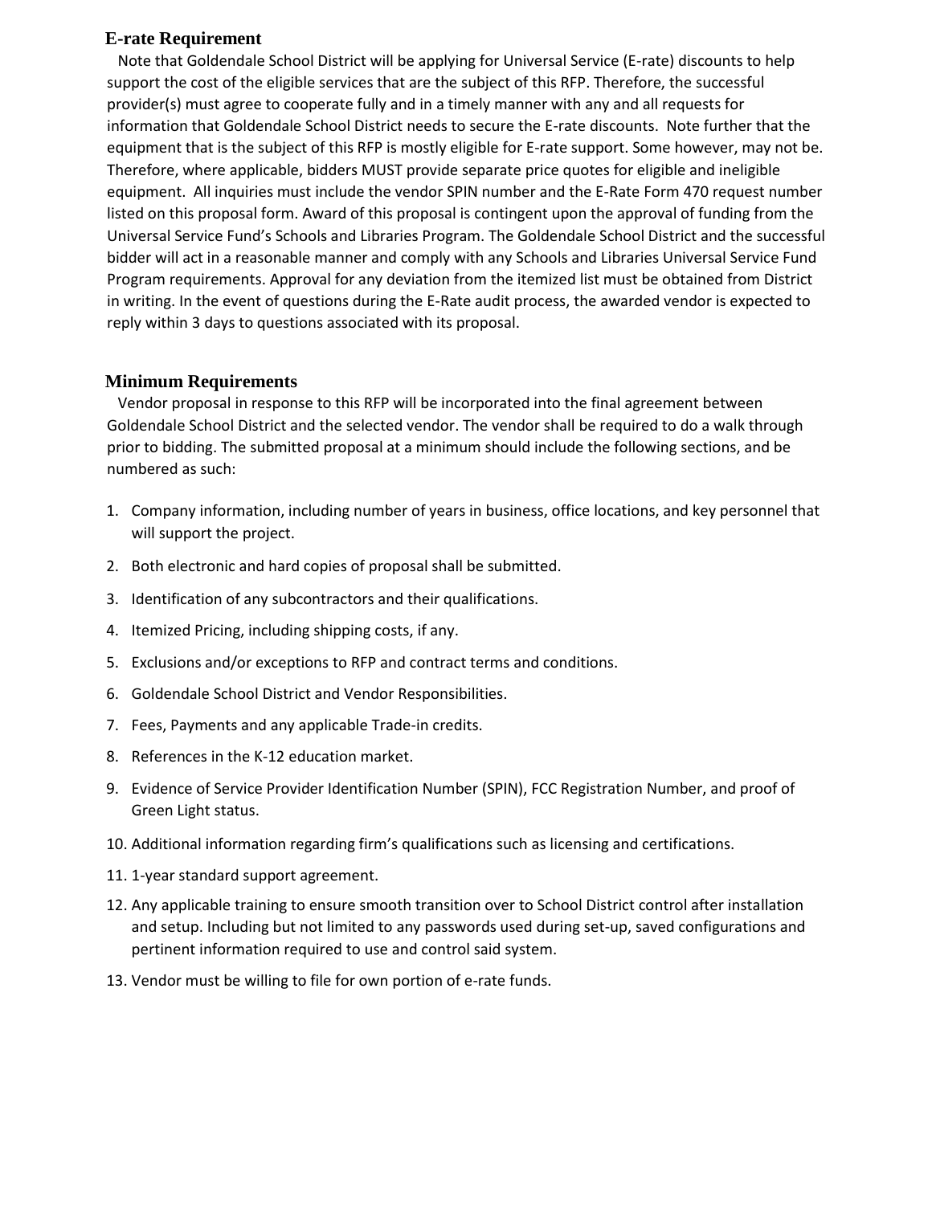## E-rate Requirement

Note that Goldendale School District will be applying for Universal Service (E-rate) discounts to help support the cost of the eligible services that are the subject of this RFP. Therefore, the successful provider(s) must agree to cooperate fully and in a timely manner with any and all requests for information that Goldendale School District needs to secure the E-rate discounts. Note further that the equipment that is the subject of this RFP is mostly eligible for E-rate support. Some however, may not be. Therefore, where applicable, bidders MUST provide separate price quotes for eligible and ineligible equipment. All inquiries must include the vendor SPIN number and the E-Rate Form 470 request number listed on this proposal form. Award of this proposal is contingent upon the approval of funding from the Universal Service Fund's Schools and Libraries Program. The Goldendale School District and the successful bidder will act in a reasonable manner and comply with any Schools and Libraries Universal Service Fund Program requirements. Approval for any deviation from the itemized list must be obtained from District in writing. In the event of questions during the E-Rate audit process, the awarded vendor is expected to reply within 3 days to questions associated with its proposal.

## Minimum Requirements

Vendor proposal in response to this RFP will be incorporated into the final agreement between Goldendale School District and the selected vendor. The vendor shall be required to do a walk through prior to bidding. The submitted proposal at a minimum should include the following sections, and be numbered as such:

1. Company information, including number of years in business, office locations, and key personnel that will support the project.
2. Both electronic and hard copies of proposal shall be submitted.
3. Identification of any subcontractors and their qualifications.
4. Itemized Pricing, including shipping costs, if any.
5. Exclusions and/or exceptions to RFP and contract terms and conditions.
6. Goldendale School District and Vendor Responsibilities.
7. Fees, Payments and any applicable Trade-in credits.
8. References in the K-12 education market.
9. Evidence of Service Provider Identification Number (SPIN), FCC Registration Number, and proof of Green Light status.
10. Additional information regarding firm's qualifications such as licensing and certifications.
11. 1-year standard support agreement.
12. Any applicable training to ensure smooth transition over to School District control after installation and setup. Including but not limited to any passwords used during set-up, saved configurations and pertinent information required to use and control said system.
13. Vendor must be willing to file for own portion of e-rate funds.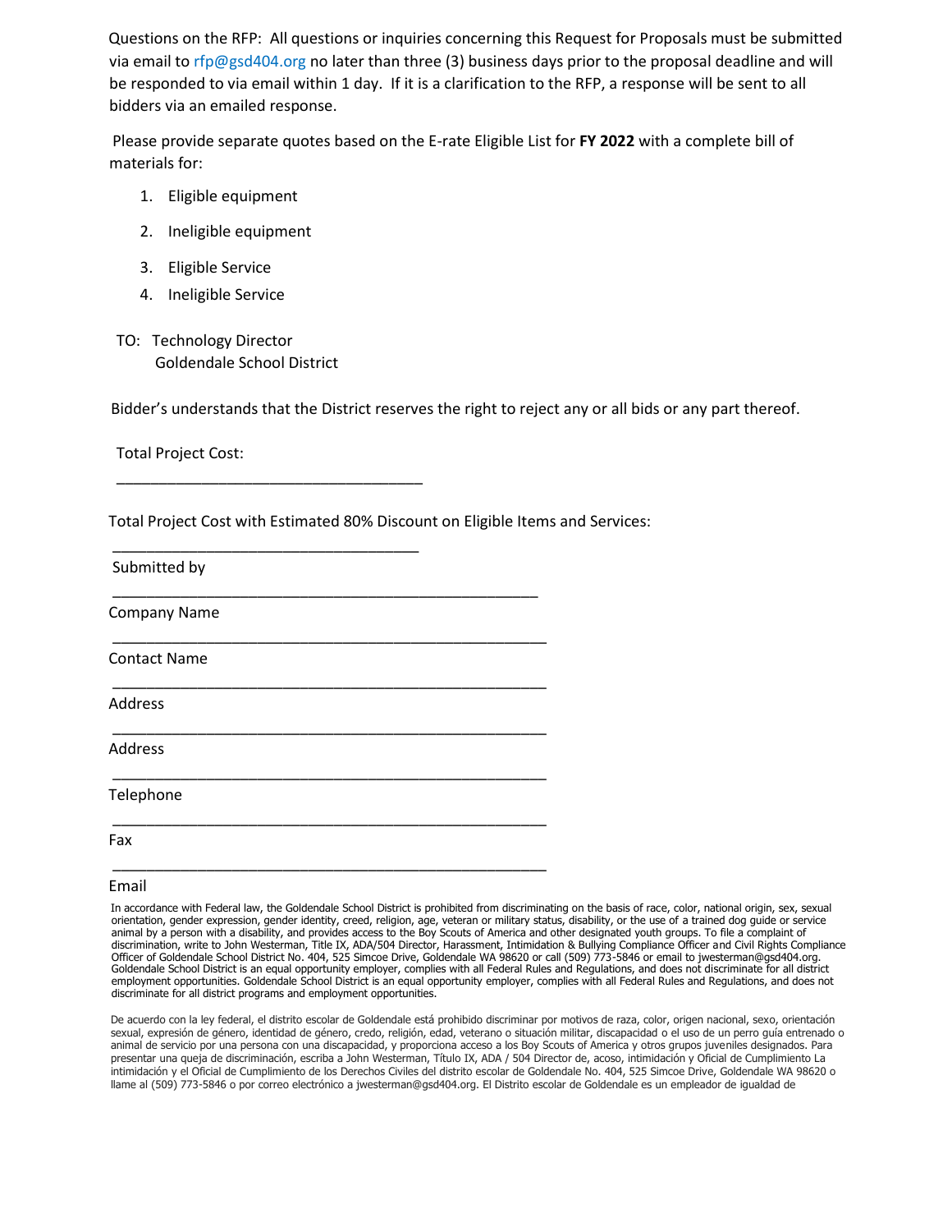Questions on the RFP: All questions or inquiries concerning this Request for Proposals must be submitted via email to rfp@gsd404.org no later than three (3) business days prior to the proposal deadline and will be responded to via email within 1 day. If it is a clarification to the RFP, a response will be sent to all bidders via an emailed response.

Please provide separate quotes based on the E-rate Eligible List for **FY 2022** with a complete bill of materials for:

1. Eligible equipment
2. Ineligible equipment
3. Eligible Service
4. Ineligible Service

TO: Technology Director
Goldendale School District

Bidder's understands that the District reserves the right to reject any or all bids or any part thereof.

Total Project Cost:

___________________________________

Total Project Cost with Estimated 80% Discount on Eligible Items and Services:

___________________________________

Submitted by

_________________________________________________

Company Name

_________________________________________________

Contact Name

_________________________________________________

Address

_________________________________________________

Address

_________________________________________________

Telephone

_________________________________________________

Fax

_________________________________________________

Email

In accordance with Federal law, the Goldendale School District is prohibited from discriminating on the basis of race, color, national origin, sex, sexual orientation, gender expression, gender identity, creed, religion, age, veteran or military status, disability, or the use of a trained dog guide or service animal by a person with a disability, and provides access to the Boy Scouts of America and other designated youth groups. To file a complaint of discrimination, write to John Westerman, Title IX, ADA/504 Director, Harassment, Intimidation & Bullying Compliance Officer and Civil Rights Compliance Officer of Goldendale School District No. 404, 525 Simcoe Drive, Goldendale WA 98620 or call (509) 773-5846 or email to jwesterman@gsd404.org. Goldendale School District is an equal opportunity employer, complies with all Federal Rules and Regulations, and does not discriminate for all district employment opportunities. Goldendale School District is an equal opportunity employer, complies with all Federal Rules and Regulations, and does not discriminate for all district programs and employment opportunities.

De acuerdo con la ley federal, el distrito escolar de Goldendale está prohibido discriminar por motivos de raza, color, origen nacional, sexo, orientación sexual, expresión de género, identidad de género, credo, religión, edad, veterano o situación militar, discapacidad o el uso de un perro guía entrenado o animal de servicio por una persona con una discapacidad, y proporciona acceso a los Boy Scouts of America y otros grupos juveniles designados. Para presentar una queja de discriminación, escriba a John Westerman, Título IX, ADA / 504 Director de, acoso, intimidación y Oficial de Cumplimiento La intimidación y el Oficial de Cumplimiento de los Derechos Civiles del distrito escolar de Goldendale No. 404, 525 Simcoe Drive, Goldendale WA 98620 o llame al (509) 773-5846 o por correo electrónico a jwesterman@gsd404.org. El Distrito escolar de Goldendale es un empleador de igualdad de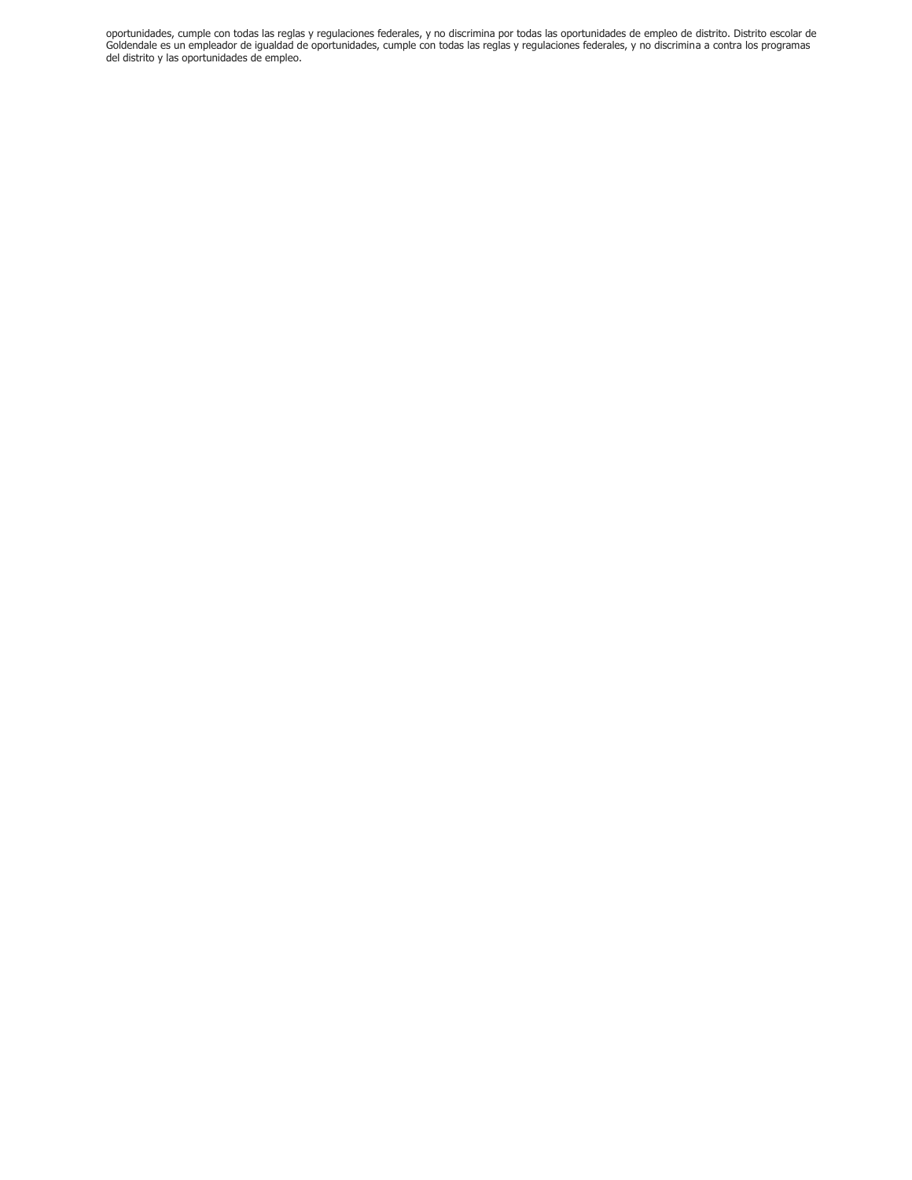oportunidades, cumple con todas las reglas y regulaciones federales, y no discrimina por todas las oportunidades de empleo de distrito. Distrito escolar de Goldendale es un empleador de igualdad de oportunidades, cumple con todas las reglas y regulaciones federales, y no discrimina a contra los programas del distrito y las oportunidades de empleo.